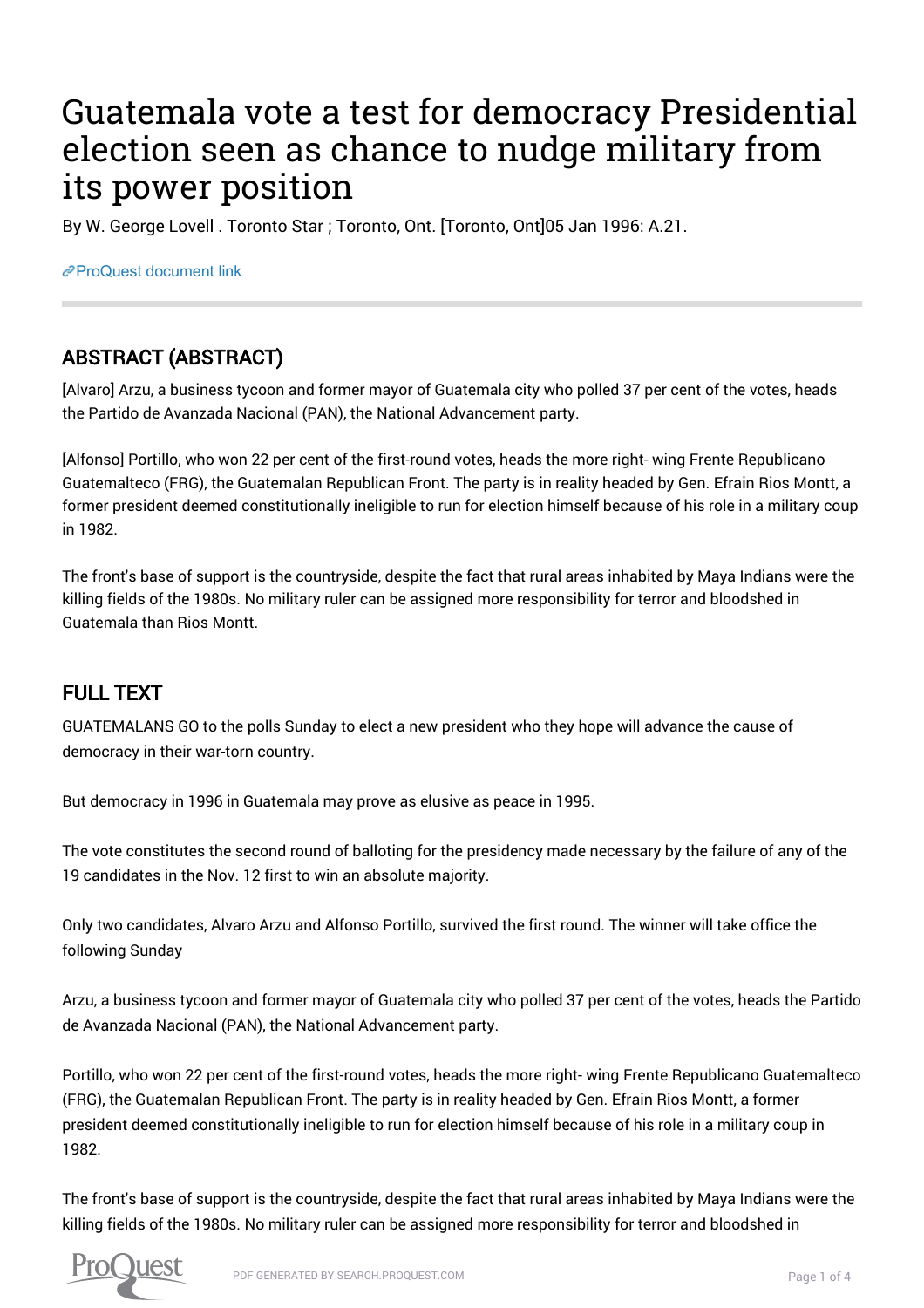# Guatemala vote a test for democracy Presidential election seen as chance to nudge military from its power position

By W. George Lovell . Toronto Star ; Toronto, Ont. [Toronto, Ont]05 Jan 1996: A.21.

ProQuest document link

## ABSTRACT (ABSTRACT)

[Alvaro] Arzu, a business tycoon and former mayor of Guatemala city who polled 37 per cent of the votes, heads the Partido de Avanzada Nacional (PAN), the National Advancement party.

[Alfonso] Portillo, who won 22 per cent of the first-round votes, heads the more right- wing Frente Republicano Guatemalteco (FRG), the Guatemalan Republican Front. The party is in reality headed by Gen. Efrain Rios Montt, a former president deemed constitutionally ineligible to run for election himself because of his role in a military coup in 1982.

The front's base of support is the countryside, despite the fact that rural areas inhabited by Maya Indians were the killing fields of the 1980s. No military ruler can be assigned more responsibility for terror and bloodshed in Guatemala than Rios Montt.

## FULL TEXT

GUATEMALANS GO to the polls Sunday to elect a new president who they hope will advance the cause of democracy in their war-torn country.

But democracy in 1996 in Guatemala may prove as elusive as peace in 1995.

The vote constitutes the second round of balloting for the presidency made necessary by the failure of any of the 19 candidates in the Nov. 12 first to win an absolute majority.

Only two candidates, Alvaro Arzu and Alfonso Portillo, survived the first round. The winner will take office the following Sunday

Arzu, a business tycoon and former mayor of Guatemala city who polled 37 per cent of the votes, heads the Partido de Avanzada Nacional (PAN), the National Advancement party.

Portillo, who won 22 per cent of the first-round votes, heads the more right- wing Frente Republicano Guatemalteco (FRG), the Guatemalan Republican Front. The party is in reality headed by Gen. Efrain Rios Montt, a former president deemed constitutionally ineligible to run for election himself because of his role in a military coup in 1982.

The front's base of support is the countryside, despite the fact that rural areas inhabited by Maya Indians were the killing fields of the 1980s. No military ruler can be assigned more responsibility for terror and bloodshed in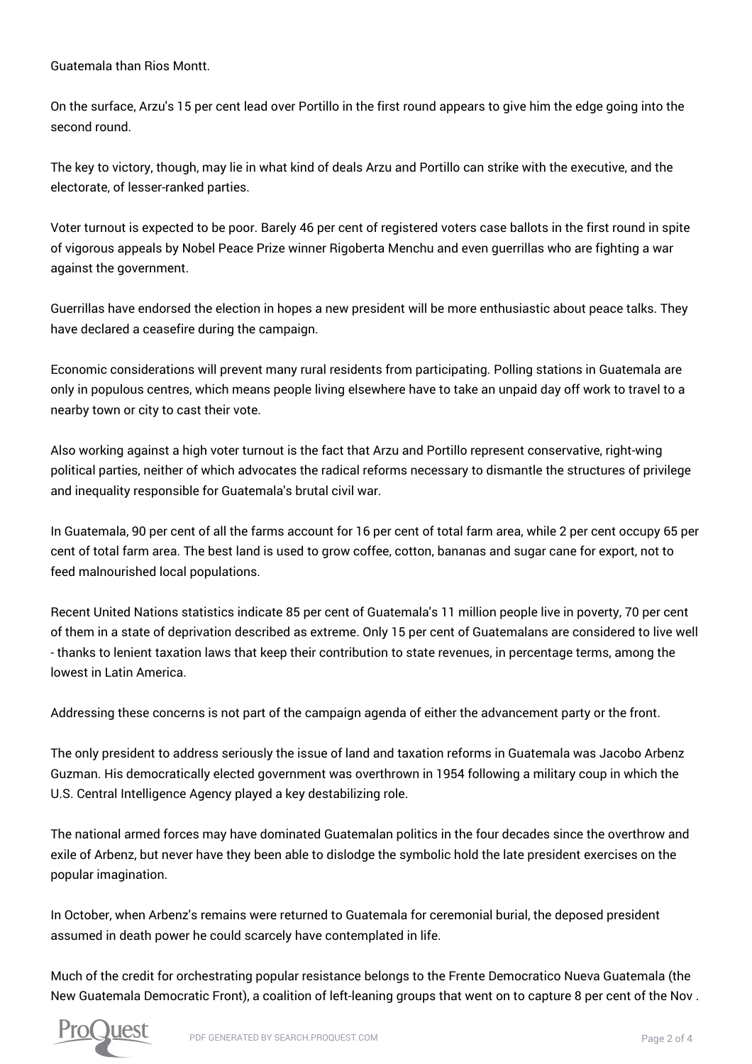Guatemala than Rios Montt.

On the surface, Arzu's 15 per cent lead over Portillo in the first round appears to give him the edge going into the second round.

The key to victory, though, may lie in what kind of deals Arzu and Portillo can strike with the executive, and the electorate, of lesser-ranked parties.

Voter turnout is expected to be poor. Barely 46 per cent of registered voters case ballots in the first round in spite of vigorous appeals by Nobel Peace Prize winner Rigoberta Menchu and even guerrillas who are fighting a war against the government.

Guerrillas have endorsed the election in hopes a new president will be more enthusiastic about peace talks. They have declared a ceasefire during the campaign.

Economic considerations will prevent many rural residents from participating. Polling stations in Guatemala are only in populous centres, which means people living elsewhere have to take an unpaid day off work to travel to a nearby town or city to cast their vote.

Also working against a high voter turnout is the fact that Arzu and Portillo represent conservative, right-wing political parties, neither of which advocates the radical reforms necessary to dismantle the structures of privilege and inequality responsible for Guatemala's brutal civil war.

In Guatemala, 90 per cent of all the farms account for 16 per cent of total farm area, while 2 per cent occupy 65 per cent of total farm area. The best land is used to grow coffee, cotton, bananas and sugar cane for export, not to feed malnourished local populations.

Recent United Nations statistics indicate 85 per cent of Guatemala's 11 million people live in poverty, 70 per cent of them in a state of deprivation described as extreme. Only 15 per cent of Guatemalans are considered to live well - thanks to lenient taxation laws that keep their contribution to state revenues, in percentage terms, among the lowest in Latin America.

Addressing these concerns is not part of the campaign agenda of either the advancement party or the front.

The only president to address seriously the issue of land and taxation reforms in Guatemala was Jacobo Arbenz Guzman. His democratically elected government was overthrown in 1954 following a military coup in which the U.S. Central Intelligence Agency played a key destabilizing role.

The national armed forces may have dominated Guatemalan politics in the four decades since the overthrow and exile of Arbenz, but never have they been able to dislodge the symbolic hold the late president exercises on the popular imagination.

In October, when Arbenz's remains were returned to Guatemala for ceremonial burial, the deposed president assumed in death power he could scarcely have contemplated in life.

Much of the credit for orchestrating popular resistance belongs to the Frente Democratico Nueva Guatemala (the New Guatemala Democratic Front), a coalition of left-leaning groups that went on to capture 8 per cent of the Nov .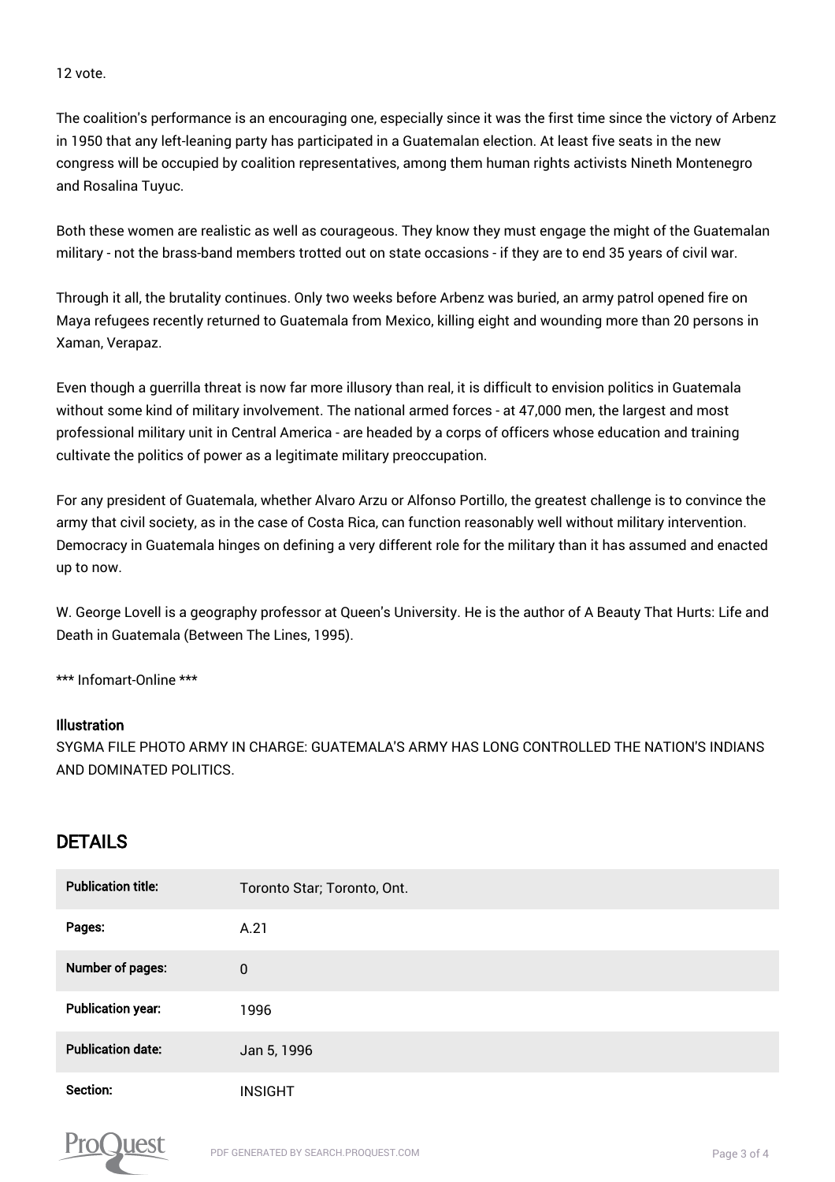12 vote.

The coalition's performance is an encouraging one, especially since it was the first time since the victory of Arbenz in 1950 that any left-leaning party has participated in a Guatemalan election. At least five seats in the new congress will be occupied by coalition representatives, among them human rights activists Nineth Montenegro and Rosalina Tuyuc.

Both these women are realistic as well as courageous. They know they must engage the might of the Guatemalan military - not the brass-band members trotted out on state occasions - if they are to end 35 years of civil war.

Through it all, the brutality continues. Only two weeks before Arbenz was buried, an army patrol opened fire on Maya refugees recently returned to Guatemala from Mexico, killing eight and wounding more than 20 persons in Xaman, Verapaz.

Even though a guerrilla threat is now far more illusory than real, it is difficult to envision politics in Guatemala without some kind of military involvement. The national armed forces - at 47,000 men, the largest and most professional military unit in Central America - are headed by a corps of officers whose education and training cultivate the politics of power as a legitimate military preoccupation.

For any president of Guatemala, whether Alvaro Arzu or Alfonso Portillo, the greatest challenge is to convince the army that civil society, as in the case of Costa Rica, can function reasonably well without military intervention. Democracy in Guatemala hinges on defining a very different role for the military than it has assumed and enacted up to now.

W. George Lovell is a geography professor at Queen's University. He is the author of A Beauty That Hurts: Life and Death in Guatemala (Between The Lines, 1995).

*** Infomart-Online ***

**Illustration**

SYGMA FILE PHOTO ARMY IN CHARGE: GUATEMALA'S ARMY HAS LONG CONTROLLED THE NATION'S INDIANS AND DOMINATED POLITICS.

## DETAILS

| | |
|---|---|
| **Publication title:** | Toronto Star; Toronto, Ont. |
| **Pages:** | A.21 |
| **Number of pages:** | 0 |
| **Publication year:** | 1996 |
| **Publication date:** | Jan 5, 1996 |
| **Section:** | INSIGHT |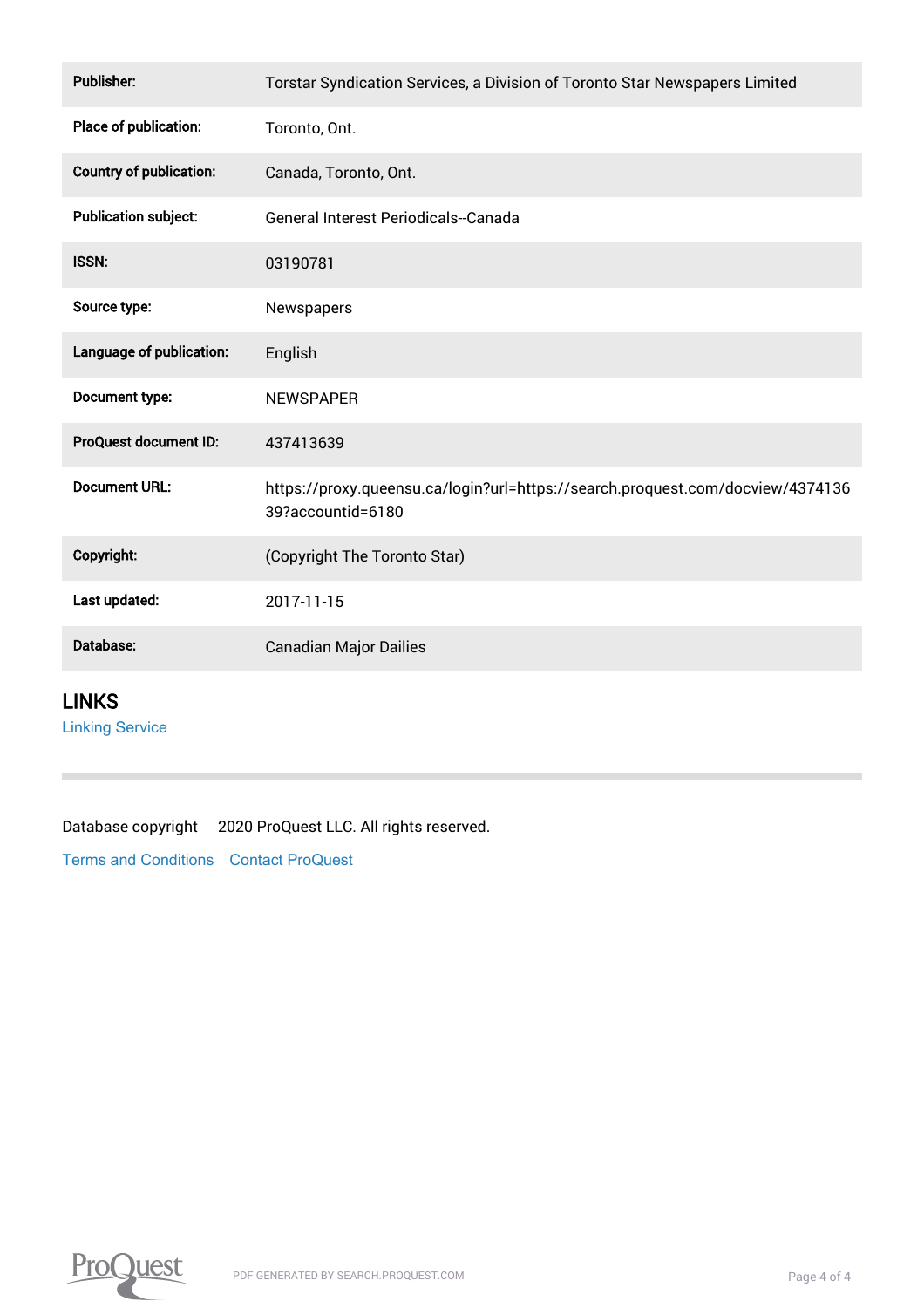| | |
|---|---|
| **Publisher:** | Torstar Syndication Services, a Division of Toronto Star Newspapers Limited |
| **Place of publication:** | Toronto, Ont. |
| **Country of publication:** | Canada, Toronto, Ont. |
| **Publication subject:** | General Interest Periodicals--Canada |
| **ISSN:** | 03190781 |
| **Source type:** | Newspapers |
| **Language of publication:** | English |
| **Document type:** | NEWSPAPER |
| **ProQuest document ID:** | 437413639 |
| **Document URL:** | https://proxy.queensu.ca/login?url=https://search.proquest.com/docview/437413639?accountid=6180 |
| **Copyright:** | (Copyright The Toronto Star) |
| **Last updated:** | 2017-11-15 |
| **Database:** | Canadian Major Dailies |

## LINKS

Linking Service

Database copyright 2020 ProQuest LLC. All rights reserved.

Terms and Conditions Contact ProQuest